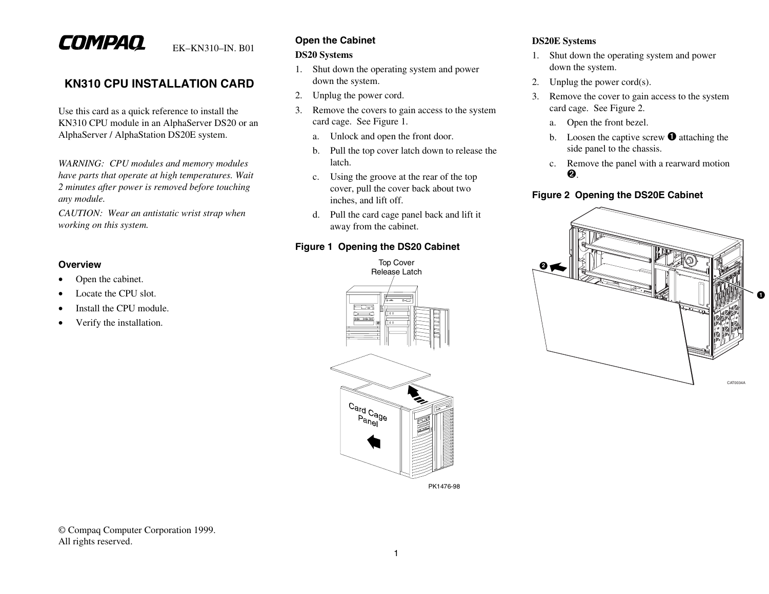COMPAQ EK–KN310–IN. B01

# KN310 CPU INSTALLATION CARD

Use this card as a quick reference to install the KN310 CPU module in an AlphaServer DS20 or an AlphaServer / AlphaStation DS20E system.

*WARNING: CPU modules and memory modules have parts that operate at high temperatures. Wait 2 minutes after power is removed before touching any module.*

*CAUTION: Wear an antistatic wrist strap when working on this system.*

## Overview

- Open the cabinet.
- Locate the CPU slot.
- Install the CPU module.
- Verify the installation.

© Compaq Computer Corporation 1999.
All rights reserved.

## Open the Cabinet

### DS20 Systems

1. Shut down the operating system and power down the system.
2. Unplug the power cord.
3. Remove the covers to gain access to the system card cage. See Figure 1.
   a. Unlock and open the front door.
   b. Pull the top cover latch down to release the latch.
   c. Using the groove at the rear of the top cover, pull the cover back about two inches, and lift off.
   d. Pull the card cage panel back and lift it away from the cabinet.

**Figure 1 Opening the DS20 Cabinet**

Top Cover Release Latch

Card Cage Panel

PK1476-98

### DS20E Systems

1. Shut down the operating system and power down the system.
2. Unplug the power cord(s).
3. Remove the cover to gain access to the system card cage. See Figure 2.
   a. Open the front bezel.
   b. Loosen the captive screw ❶ attaching the side panel to the chassis.
   c. Remove the panel with a rearward motion ❷.

**Figure 2 Opening the DS20E Cabinet**

CAT0034A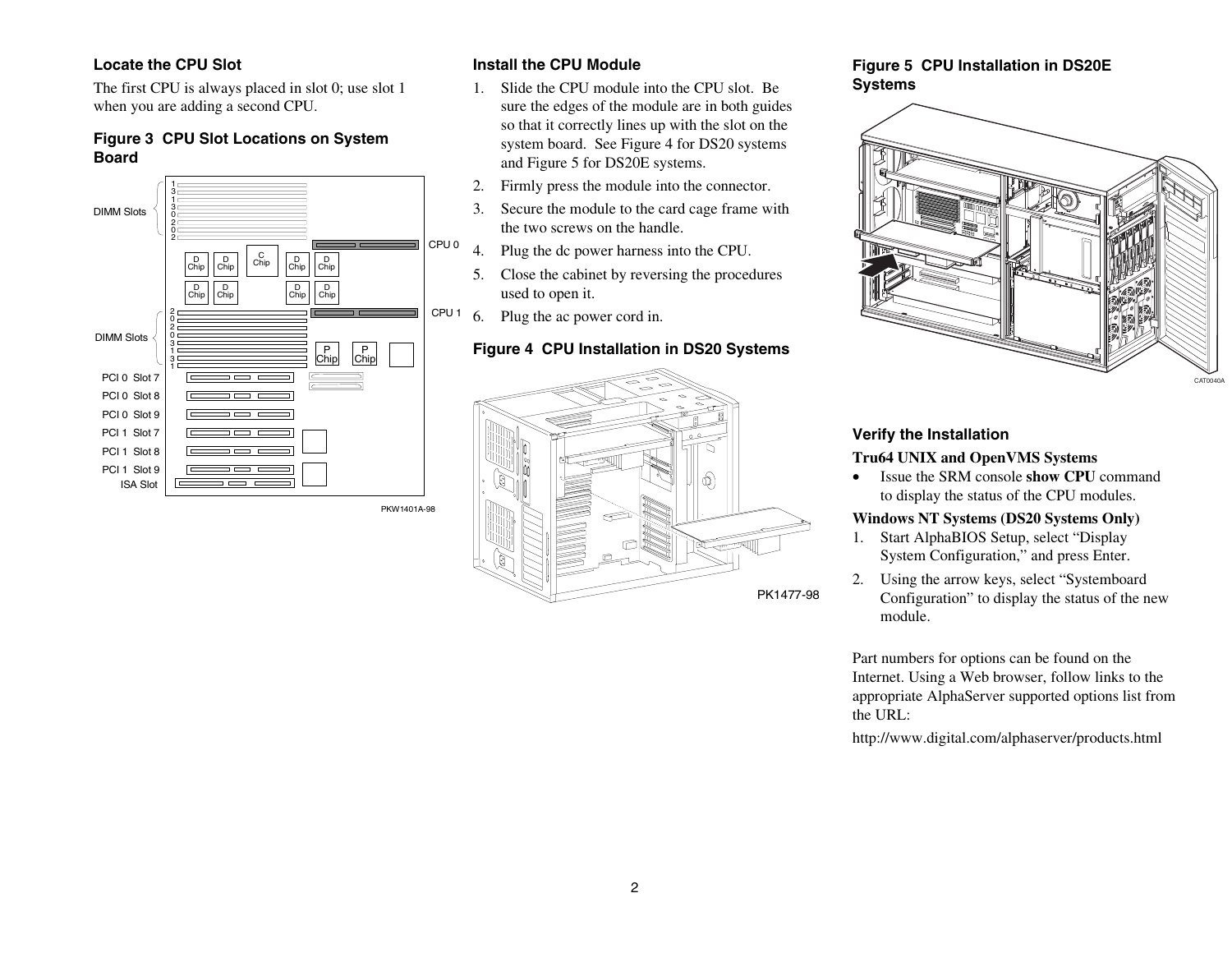### Locate the CPU Slot

The first CPU is always placed in slot 0; use slot 1 when you are adding a second CPU.

**Figure 3 CPU Slot Locations on System Board**

DIMM Slots
1
3
1
3
0
2
0
2

CPU 0

D Chip
D Chip
C Chip
D Chip
D Chip
D Chip
D Chip
D Chip
D Chip

CPU 1

DIMM Slots
2
0
2
0
3
1
3
1

P Chip
P Chip

PCI 0 Slot 7
PCI 0 Slot 8
PCI 0 Slot 9
PCI 1 Slot 7
PCI 1 Slot 8
PCI 1 Slot 9
ISA Slot

PKW1401A-98

### Install the CPU Module

1. Slide the CPU module into the CPU slot. Be sure the edges of the module are in both guides so that it correctly lines up with the slot on the system board. See Figure 4 for DS20 systems and Figure 5 for DS20E systems.
2. Firmly press the module into the connector.
3. Secure the module to the card cage frame with the two screws on the handle.
4. Plug the dc power harness into the CPU.
5. Close the cabinet by reversing the procedures used to open it.
6. Plug the ac power cord in.

**Figure 4 CPU Installation in DS20 Systems**

PK1477-98

**Figure 5 CPU Installation in DS20E Systems**

CAT0040A

### Verify the Installation

**Tru64 UNIX and OpenVMS Systems**

- Issue the SRM console **show CPU** command to display the status of the CPU modules.

**Windows NT Systems (DS20 Systems Only)**

1. Start AlphaBIOS Setup, select "Display System Configuration," and press Enter.
2. Using the arrow keys, select "Systemboard Configuration" to display the status of the new module.

Part numbers for options can be found on the Internet. Using a Web browser, follow links to the appropriate AlphaServer supported options list from the URL:

http://www.digital.com/alphaserver/products.html